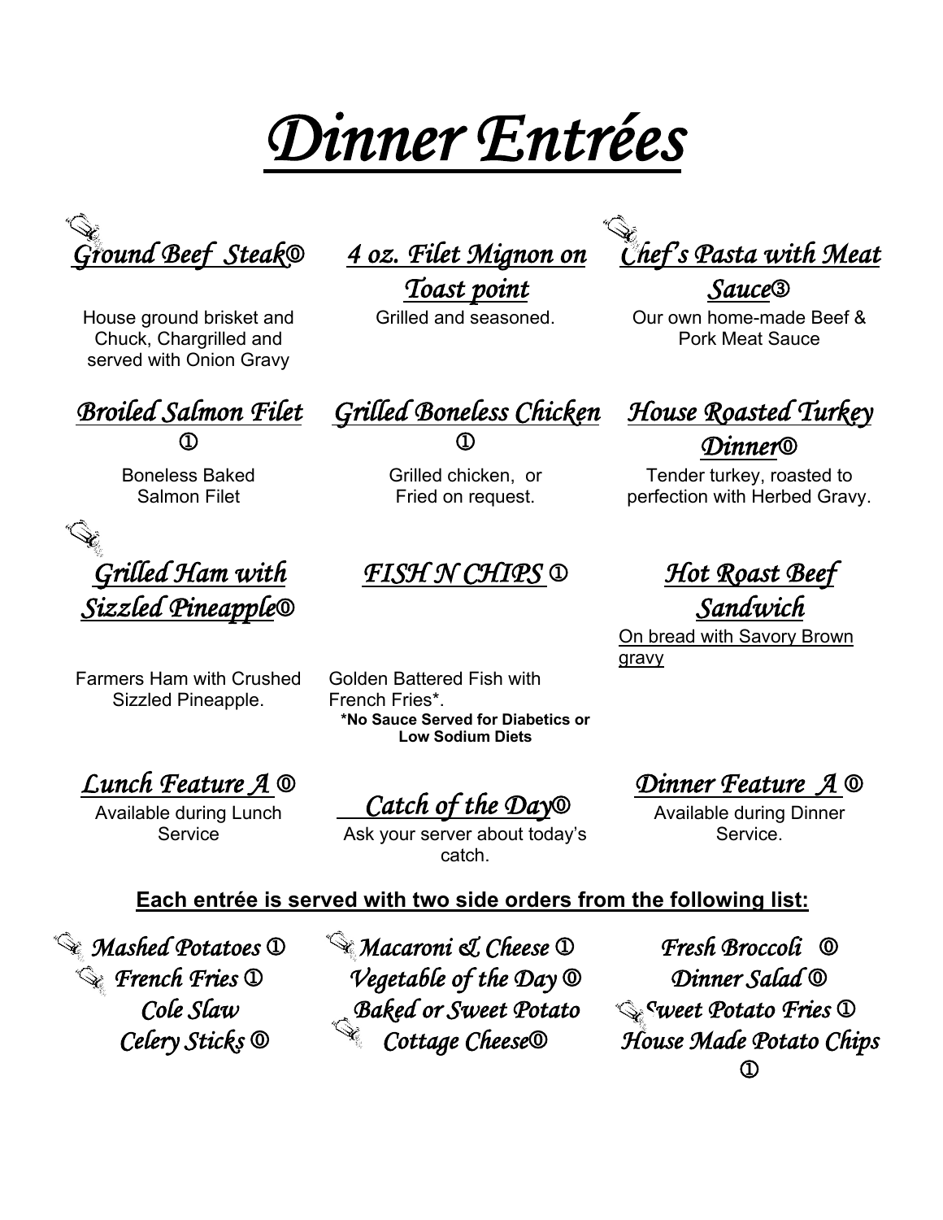# Dinner Entrées

### *Ground Beef Steak⓪*

House ground brisket and Chuck, Chargrilled and served with Onion Gravy

### *4 oz. Filet Mignon on Toast point*

Grilled and seasoned.

### *Chef's Pasta with Meat Sauce③*

Our own home-made Beef & Pork Meat Sauce

### *Broiled Salmon Filet ①*

Boneless Baked Salmon Filet

### *Grilled Boneless Chicken ①*

Grilled chicken, or Fried on request.

### *House Roasted Turkey Dinner⓪*

Tender turkey, roasted to perfection with Herbed Gravy.

### *Grilled Ham with Sizzled Pineapple⓪*

Farmers Ham with Crushed Sizzled Pineapple.

### *FISH N CHIPS ①*

Golden Battered Fish with French Fries*.

**\*No Sauce Served for Diabetics or Low Sodium Diets**

### *Hot Roast Beef Sandwich*

On bread with Savory Brown gravy

### *Lunch Feature A ⓪*

Available during Lunch Service

### *Catch of the Day⓪*

Ask your server about today's catch.

### *Dinner Feature A ⓪*

Available during Dinner Service.

**Each entrée is served with two side orders from the following list:**

- *Mashed Potatoes ①*
- *French Fries ①*
- *Cole Slaw*
- *Celery Sticks ⓪*
- *Macaroni & Cheese ①*
- *Vegetable of the Day ⓪*
- *Baked or Sweet Potato*
- *Cottage Cheese⓪*
- *Fresh Broccoli ⓪*
- *Dinner Salad ⓪*
- *Sweet Potato Fries ①*
- *House Made Potato Chips ①*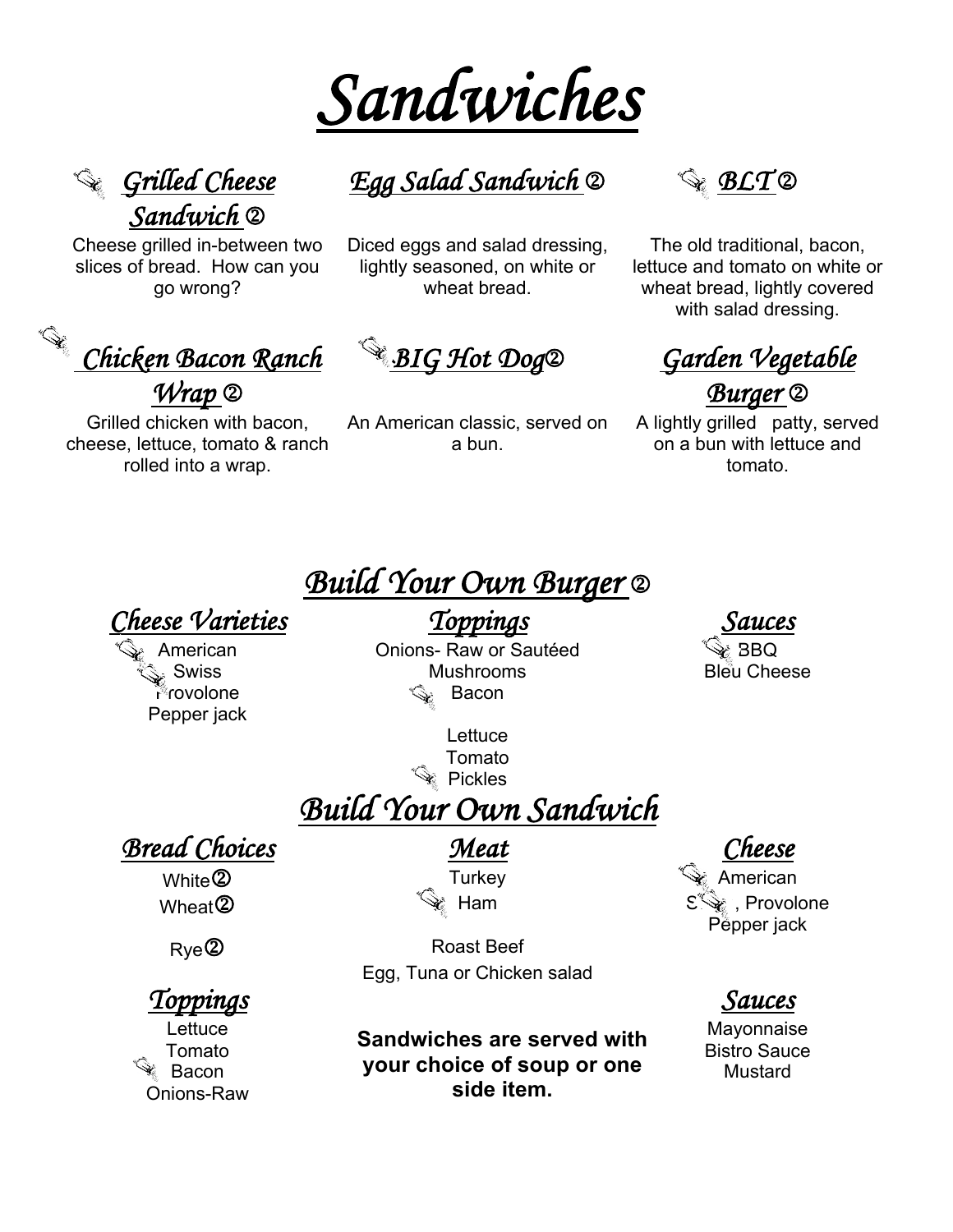# Sandwiches

### *Grilled Cheese Sandwich* ②

Cheese grilled in-between two slices of bread. How can you go wrong?

### *Egg Salad Sandwich* ②

Diced eggs and salad dressing, lightly seasoned, on white or wheat bread.

### *BLT* ②

The old traditional, bacon, lettuce and tomato on white or wheat bread, lightly covered with salad dressing.

### *Chicken Bacon Ranch Wrap* ②

Grilled chicken with bacon, cheese, lettuce, tomato & ranch rolled into a wrap.

### *BIG Hot Dog*②

An American classic, served on a bun.

### *Garden Vegetable Burger* ②

A lightly grilled patty, served on a bun with lettuce and tomato.

## *Build Your Own Burger* ②

### *Cheese Varieties*

American
Swiss
Provolone
Pepper jack

### *Toppings*

Onions- Raw or Sautéed
Mushrooms
Bacon

Lettuce
Tomato
Pickles

### *Sauces*

BBQ
Bleu Cheese

## *Build Your Own Sandwich*

### *Bread Choices*

White②
Wheat②

Rye②

### *Meat*

Turkey
Ham

Roast Beef
Egg, Tuna or Chicken salad

### *Cheese*

American
Swiss, Provolone
Pepper jack

### *Toppings*

Lettuce
Tomato
Bacon
Onions-Raw

**Sandwiches are served with your choice of soup or one side item.**

### *Sauces*

Mayonnaise
Bistro Sauce
Mustard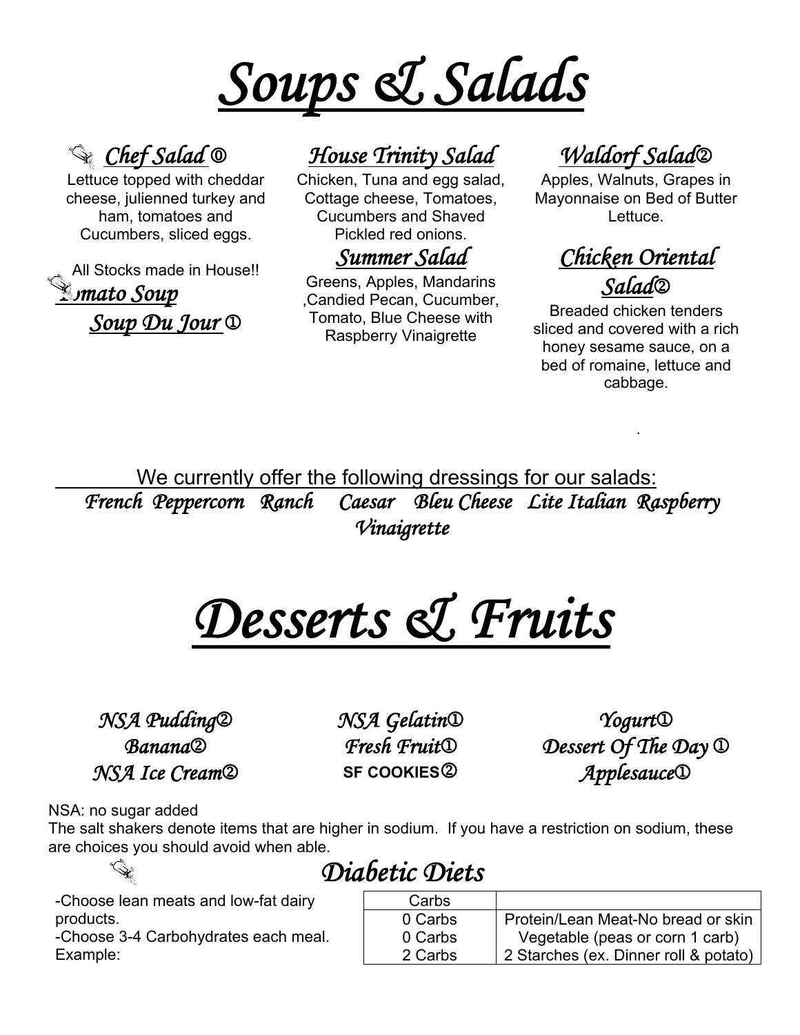# Soups & Salads

### Chef Salad ⓪

Lettuce topped with cheddar cheese, julienned turkey and ham, tomatoes and Cucumbers, sliced eggs.

All Stocks made in House!!

### Tomato Soup

### Soup Du Jour ①

### House Trinity Salad

Chicken, Tuna and egg salad, Cottage cheese, Tomatoes, Cucumbers and Shaved Pickled red onions.

### Summer Salad

Greens, Apples, Mandarins ,Candied Pecan, Cucumber, Tomato, Blue Cheese with Raspberry Vinaigrette

### Waldorf Salad②

Apples, Walnuts, Grapes in Mayonnaise on Bed of Butter Lettuce.

### Chicken Oriental Salad②

Breaded chicken tenders sliced and covered with a rich honey sesame sauce, on a bed of romaine, lettuce and cabbage.

We currently offer the following dressings for our salads:

*French Peppercorn Ranch Caesar Bleu Cheese Lite Italian Raspberry Vinaigrette*

# Desserts & Fruits

*NSA Pudding②*
*Banana②*
*NSA Ice Cream②*
*NSA Gelatin①*
*Fresh Fruit①*
**SF COOKIES②**
*Yogurt①*
*Dessert Of The Day ①*
*Applesauce①*

NSA: no sugar added

The salt shakers denote items that are higher in sodium. If you have a restriction on sodium, these are choices you should avoid when able.

## Diabetic Diets

-Choose lean meats and low-fat dairy products.

-Choose 3-4 Carbohydrates each meal. Example:

| Carbs | |
|---|---|
| 0 Carbs | Protein/Lean Meat-No bread or skin |
| 0 Carbs | Vegetable (peas or corn 1 carb) |
| 2 Carbs | 2 Starches (ex. Dinner roll & potato) |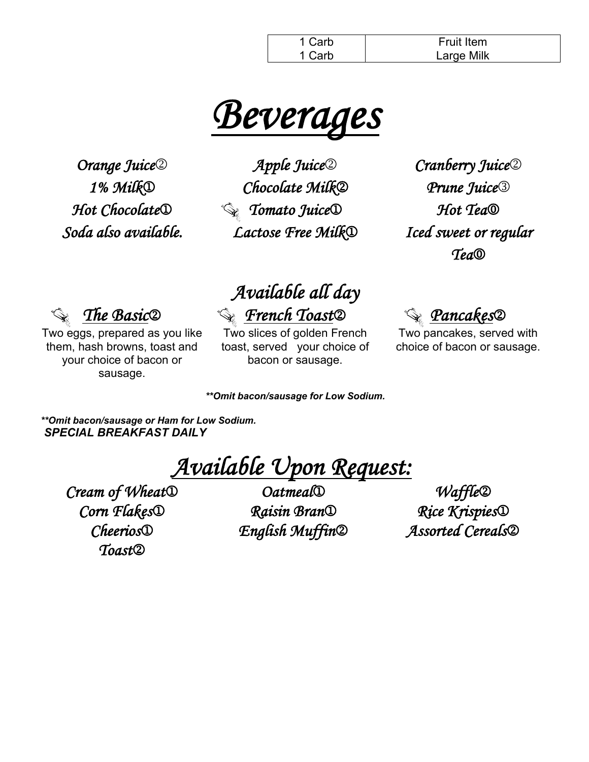| | |
|---|---|
| 1 Carb | Fruit Item |
| 1 Carb | Large Milk |

# Beverages

*Orange Juice②*
*Apple Juice②*
*Cranberry Juice②*
*1% Milk①*
*Chocolate Milk②*
*Prune Juice③*
*Hot Chocolate①*
*Tomato Juice①*
*Hot Tea⓪*
*Soda also available.*
*Lactose Free Milk①*
*Iced sweet or regular Tea⓪*

## Available all day

***The Basic②***

Two eggs, prepared as you like them, hash browns, toast and your choice of bacon or sausage.

***French Toast②***

Two slices of golden French toast, served your choice of bacon or sausage.

***Pancakes②***

Two pancakes, served with choice of bacon or sausage.

***\*\*Omit bacon/sausage for Low Sodium.***

***\*\*Omit bacon/sausage or Ham for Low Sodium.***
***SPECIAL BREAKFAST DAILY***

# Available Upon Request:

*Cream of Wheat①*
*Oatmeal①*
*Waffle②*
*Corn Flakes①*
*Raisin Bran①*
*Rice Krispies①*
*Cheerios①*
*English Muffin②*
*Assorted Cereals②*
*Toast②*